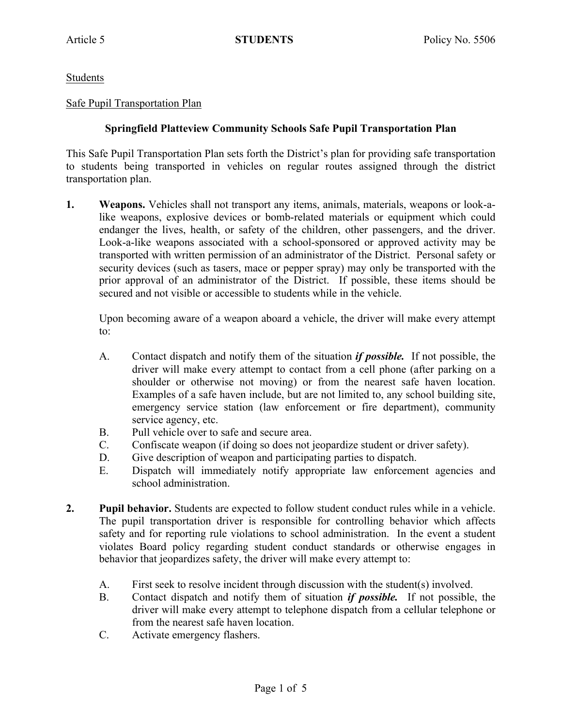Article 5 **STUDENTS** Policy No. 5506

Students

Safe Pupil Transportation Plan

## Springfield Platteview Community Schools Safe Pupil Transportation Plan

This Safe Pupil Transportation Plan sets forth the District's plan for providing safe transportation to students being transported in vehicles on regular routes assigned through the district transportation plan.

**1. Weapons.** Vehicles shall not transport any items, animals, materials, weapons or look-a-like weapons, explosive devices or bomb-related materials or equipment which could endanger the lives, health, or safety of the children, other passengers, and the driver. Look-a-like weapons associated with a school-sponsored or approved activity may be transported with written permission of an administrator of the District. Personal safety or security devices (such as tasers, mace or pepper spray) may only be transported with the prior approval of an administrator of the District. If possible, these items should be secured and not visible or accessible to students while in the vehicle.

Upon becoming aware of a weapon aboard a vehicle, the driver will make every attempt to:

- A. Contact dispatch and notify them of the situation ***if possible.*** If not possible, the driver will make every attempt to contact from a cell phone (after parking on a shoulder or otherwise not moving) or from the nearest safe haven location. Examples of a safe haven include, but are not limited to, any school building site, emergency service station (law enforcement or fire department), community service agency, etc.
- B. Pull vehicle over to safe and secure area.
- C. Confiscate weapon (if doing so does not jeopardize student or driver safety).
- D. Give description of weapon and participating parties to dispatch.
- E. Dispatch will immediately notify appropriate law enforcement agencies and school administration.

**2. Pupil behavior.** Students are expected to follow student conduct rules while in a vehicle. The pupil transportation driver is responsible for controlling behavior which affects safety and for reporting rule violations to school administration. In the event a student violates Board policy regarding student conduct standards or otherwise engages in behavior that jeopardizes safety, the driver will make every attempt to:

- A. First seek to resolve incident through discussion with the student(s) involved.
- B. Contact dispatch and notify them of situation ***if possible.*** If not possible, the driver will make every attempt to telephone dispatch from a cellular telephone or from the nearest safe haven location.
- C. Activate emergency flashers.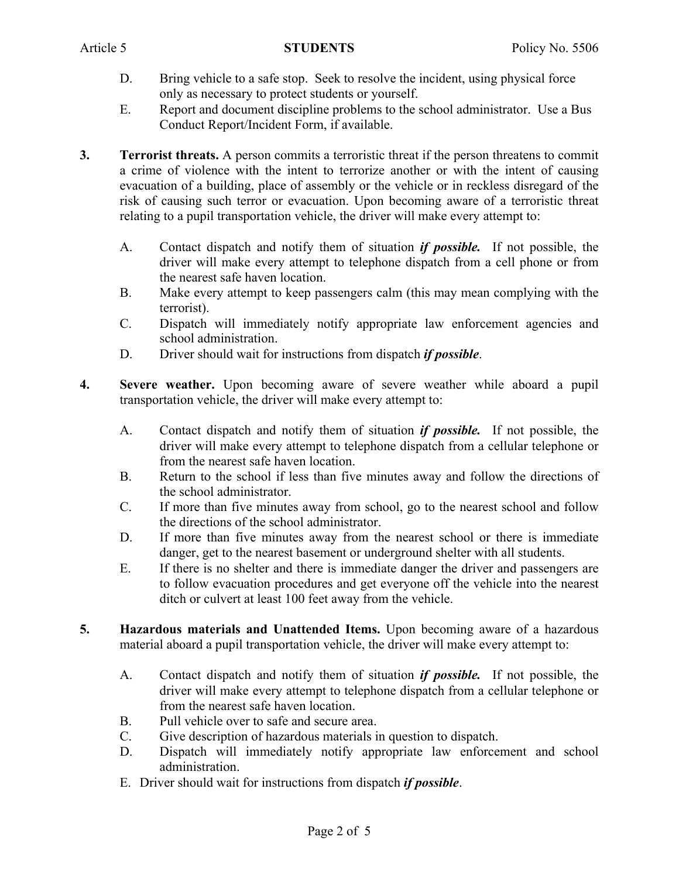D. Bring vehicle to a safe stop. Seek to resolve the incident, using physical force only as necessary to protect students or yourself.

E. Report and document discipline problems to the school administrator. Use a Bus Conduct Report/Incident Form, if available.

3. **Terrorist threats.** A person commits a terroristic threat if the person threatens to commit a crime of violence with the intent to terrorize another or with the intent of causing evacuation of a building, place of assembly or the vehicle or in reckless disregard of the risk of causing such terror or evacuation. Upon becoming aware of a terroristic threat relating to a pupil transportation vehicle, the driver will make every attempt to:

   A. Contact dispatch and notify them of situation ***if possible.*** If not possible, the driver will make every attempt to telephone dispatch from a cell phone or from the nearest safe haven location.

   B. Make every attempt to keep passengers calm (this may mean complying with the terrorist).

   C. Dispatch will immediately notify appropriate law enforcement agencies and school administration.

   D. Driver should wait for instructions from dispatch ***if possible***.

4. **Severe weather.** Upon becoming aware of severe weather while aboard a pupil transportation vehicle, the driver will make every attempt to:

   A. Contact dispatch and notify them of situation ***if possible.*** If not possible, the driver will make every attempt to telephone dispatch from a cellular telephone or from the nearest safe haven location.

   B. Return to the school if less than five minutes away and follow the directions of the school administrator.

   C. If more than five minutes away from school, go to the nearest school and follow the directions of the school administrator.

   D. If more than five minutes away from the nearest school or there is immediate danger, get to the nearest basement or underground shelter with all students.

   E. If there is no shelter and there is immediate danger the driver and passengers are to follow evacuation procedures and get everyone off the vehicle into the nearest ditch or culvert at least 100 feet away from the vehicle.

5. **Hazardous materials and Unattended Items.** Upon becoming aware of a hazardous material aboard a pupil transportation vehicle, the driver will make every attempt to:

   A. Contact dispatch and notify them of situation ***if possible.*** If not possible, the driver will make every attempt to telephone dispatch from a cellular telephone or from the nearest safe haven location.

   B. Pull vehicle over to safe and secure area.

   C. Give description of hazardous materials in question to dispatch.

   D. Dispatch will immediately notify appropriate law enforcement and school administration.

   E. Driver should wait for instructions from dispatch ***if possible***.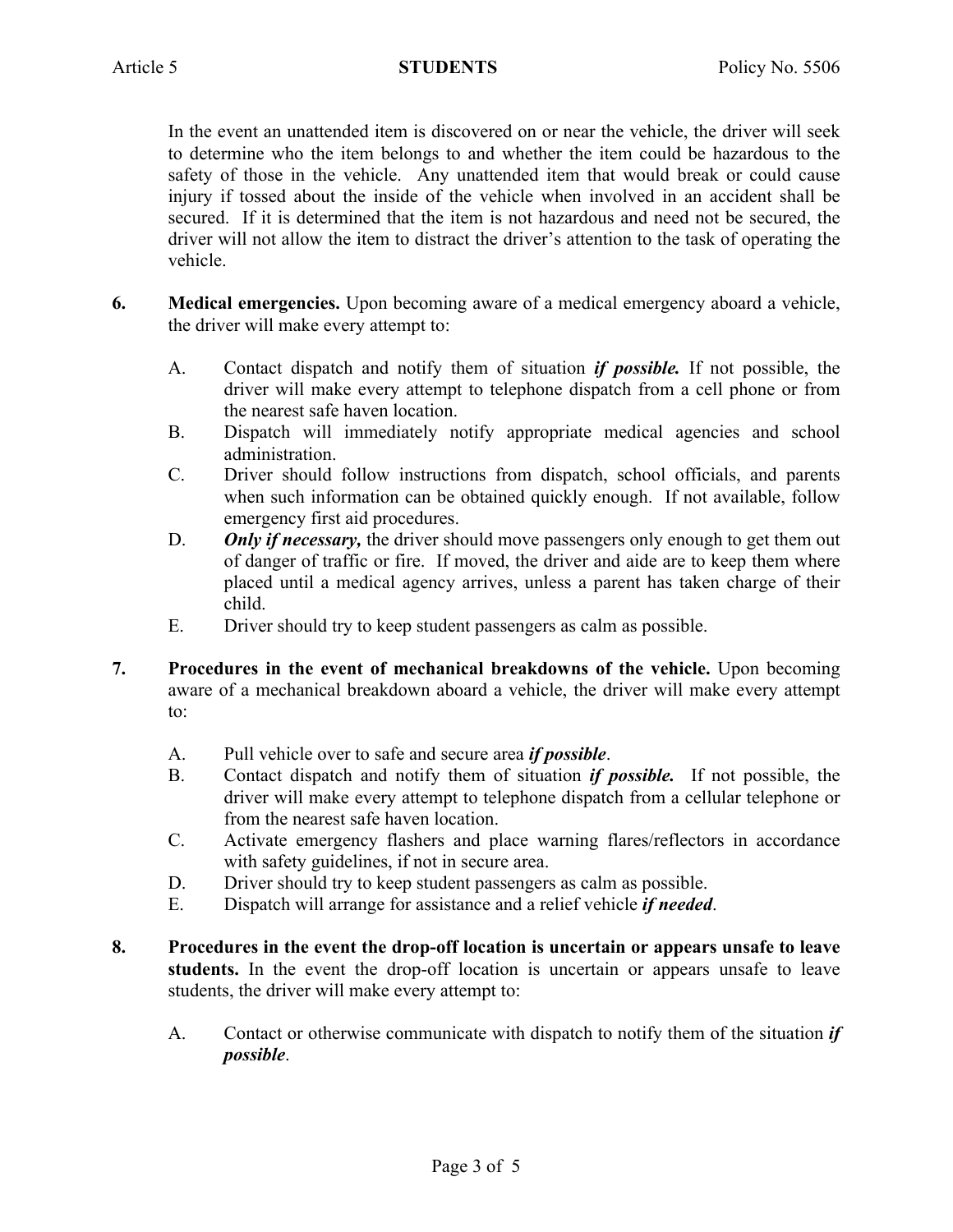In the event an unattended item is discovered on or near the vehicle, the driver will seek to determine who the item belongs to and whether the item could be hazardous to the safety of those in the vehicle. Any unattended item that would break or could cause injury if tossed about the inside of the vehicle when involved in an accident shall be secured. If it is determined that the item is not hazardous and need not be secured, the driver will not allow the item to distract the driver's attention to the task of operating the vehicle.

**6. Medical emergencies.** Upon becoming aware of a medical emergency aboard a vehicle, the driver will make every attempt to:

A. Contact dispatch and notify them of situation ***if possible.*** If not possible, the driver will make every attempt to telephone dispatch from a cell phone or from the nearest safe haven location.

B. Dispatch will immediately notify appropriate medical agencies and school administration.

C. Driver should follow instructions from dispatch, school officials, and parents when such information can be obtained quickly enough. If not available, follow emergency first aid procedures.

D. ***Only if necessary,*** the driver should move passengers only enough to get them out of danger of traffic or fire. If moved, the driver and aide are to keep them where placed until a medical agency arrives, unless a parent has taken charge of their child.

E. Driver should try to keep student passengers as calm as possible.

**7. Procedures in the event of mechanical breakdowns of the vehicle.** Upon becoming aware of a mechanical breakdown aboard a vehicle, the driver will make every attempt to:

A. Pull vehicle over to safe and secure area ***if possible***.

B. Contact dispatch and notify them of situation ***if possible.*** If not possible, the driver will make every attempt to telephone dispatch from a cellular telephone or from the nearest safe haven location.

C. Activate emergency flashers and place warning flares/reflectors in accordance with safety guidelines, if not in secure area.

D. Driver should try to keep student passengers as calm as possible.

E. Dispatch will arrange for assistance and a relief vehicle ***if needed***.

**8. Procedures in the event the drop-off location is uncertain or appears unsafe to leave students.** In the event the drop-off location is uncertain or appears unsafe to leave students, the driver will make every attempt to:

A. Contact or otherwise communicate with dispatch to notify them of the situation ***if possible***.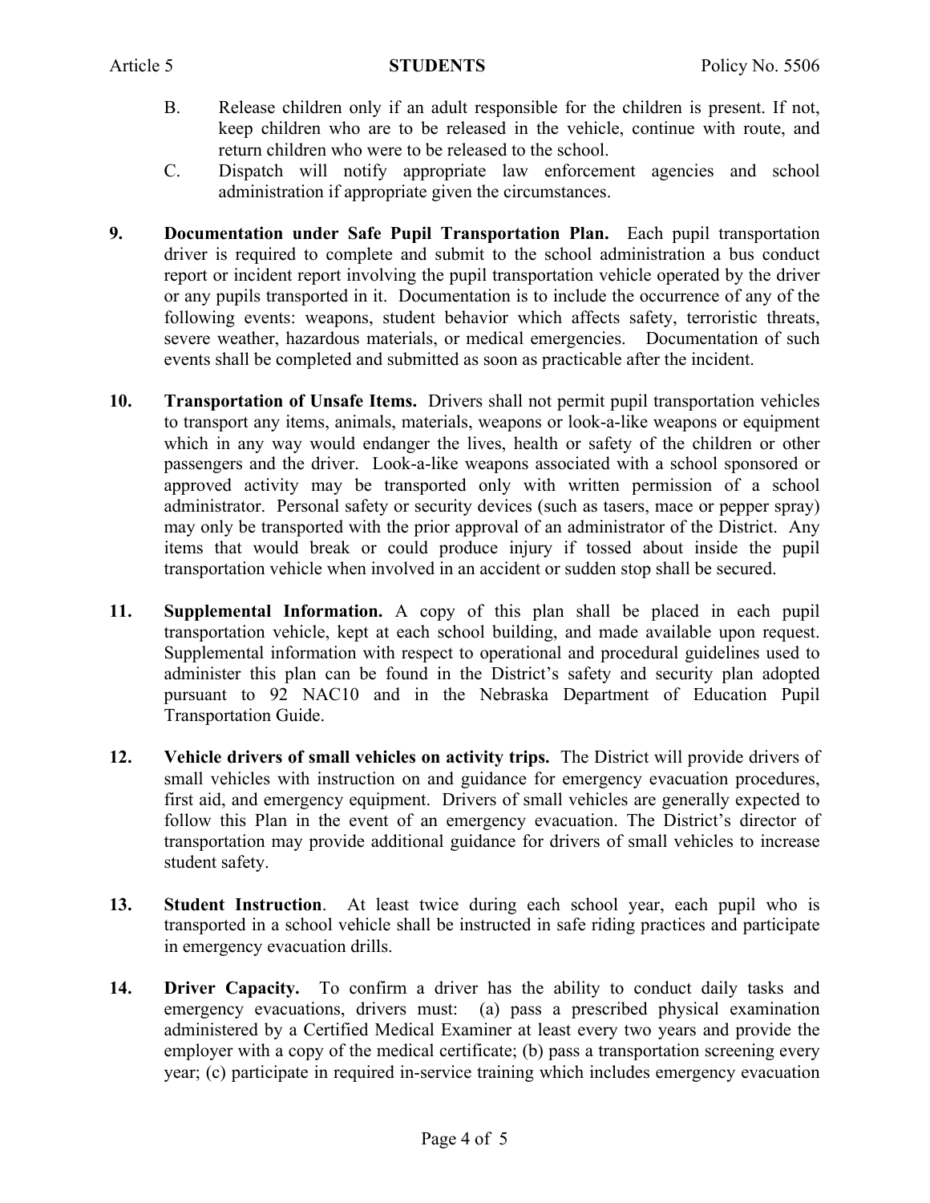B. Release children only if an adult responsible for the children is present. If not, keep children who are to be released in the vehicle, continue with route, and return children who were to be released to the school.

C. Dispatch will notify appropriate law enforcement agencies and school administration if appropriate given the circumstances.

**9. Documentation under Safe Pupil Transportation Plan.** Each pupil transportation driver is required to complete and submit to the school administration a bus conduct report or incident report involving the pupil transportation vehicle operated by the driver or any pupils transported in it. Documentation is to include the occurrence of any of the following events: weapons, student behavior which affects safety, terroristic threats, severe weather, hazardous materials, or medical emergencies. Documentation of such events shall be completed and submitted as soon as practicable after the incident.

**10. Transportation of Unsafe Items.** Drivers shall not permit pupil transportation vehicles to transport any items, animals, materials, weapons or look-a-like weapons or equipment which in any way would endanger the lives, health or safety of the children or other passengers and the driver. Look-a-like weapons associated with a school sponsored or approved activity may be transported only with written permission of a school administrator. Personal safety or security devices (such as tasers, mace or pepper spray) may only be transported with the prior approval of an administrator of the District. Any items that would break or could produce injury if tossed about inside the pupil transportation vehicle when involved in an accident or sudden stop shall be secured.

**11. Supplemental Information.** A copy of this plan shall be placed in each pupil transportation vehicle, kept at each school building, and made available upon request. Supplemental information with respect to operational and procedural guidelines used to administer this plan can be found in the District's safety and security plan adopted pursuant to 92 NAC10 and in the Nebraska Department of Education Pupil Transportation Guide.

**12. Vehicle drivers of small vehicles on activity trips.** The District will provide drivers of small vehicles with instruction on and guidance for emergency evacuation procedures, first aid, and emergency equipment. Drivers of small vehicles are generally expected to follow this Plan in the event of an emergency evacuation. The District's director of transportation may provide additional guidance for drivers of small vehicles to increase student safety.

**13. Student Instruction**. At least twice during each school year, each pupil who is transported in a school vehicle shall be instructed in safe riding practices and participate in emergency evacuation drills.

**14. Driver Capacity.** To confirm a driver has the ability to conduct daily tasks and emergency evacuations, drivers must: (a) pass a prescribed physical examination administered by a Certified Medical Examiner at least every two years and provide the employer with a copy of the medical certificate; (b) pass a transportation screening every year; (c) participate in required in-service training which includes emergency evacuation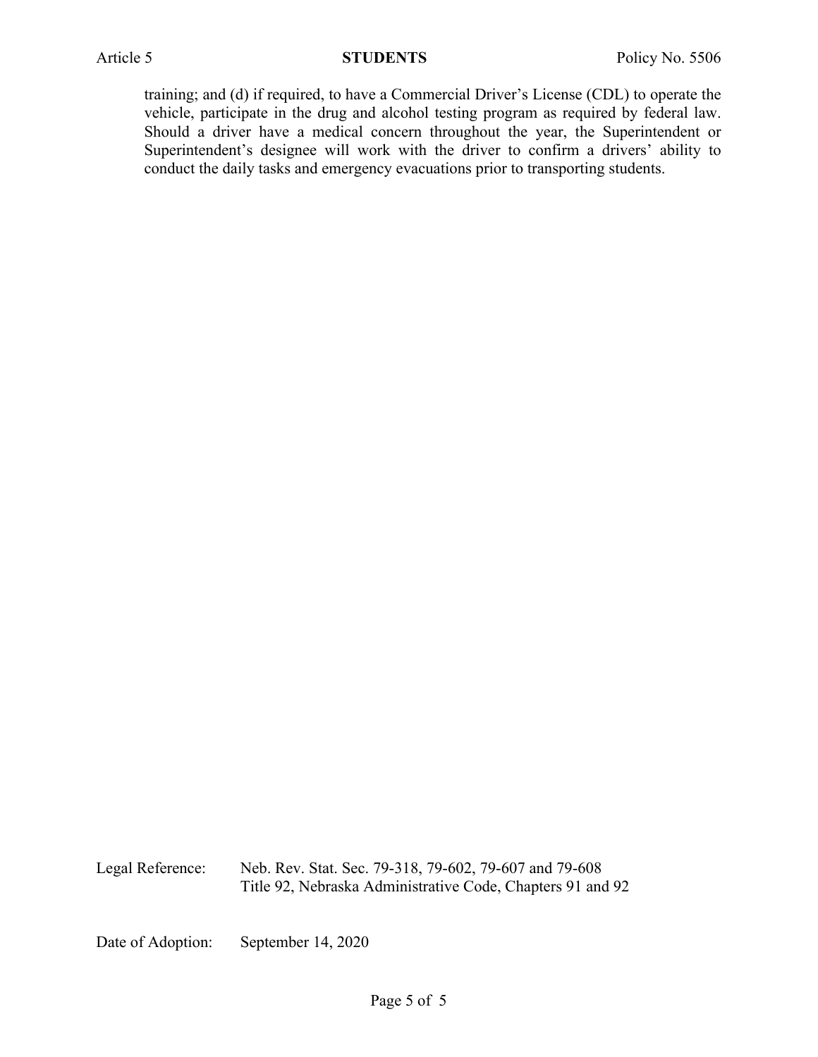training; and (d) if required, to have a Commercial Driver's License (CDL) to operate the vehicle, participate in the drug and alcohol testing program as required by federal law. Should a driver have a medical concern throughout the year, the Superintendent or Superintendent's designee will work with the driver to confirm a drivers' ability to conduct the daily tasks and emergency evacuations prior to transporting students.

Legal Reference: Neb. Rev. Stat. Sec. 79-318, 79-602, 79-607 and 79-608
Title 92, Nebraska Administrative Code, Chapters 91 and 92

Date of Adoption: September 14, 2020